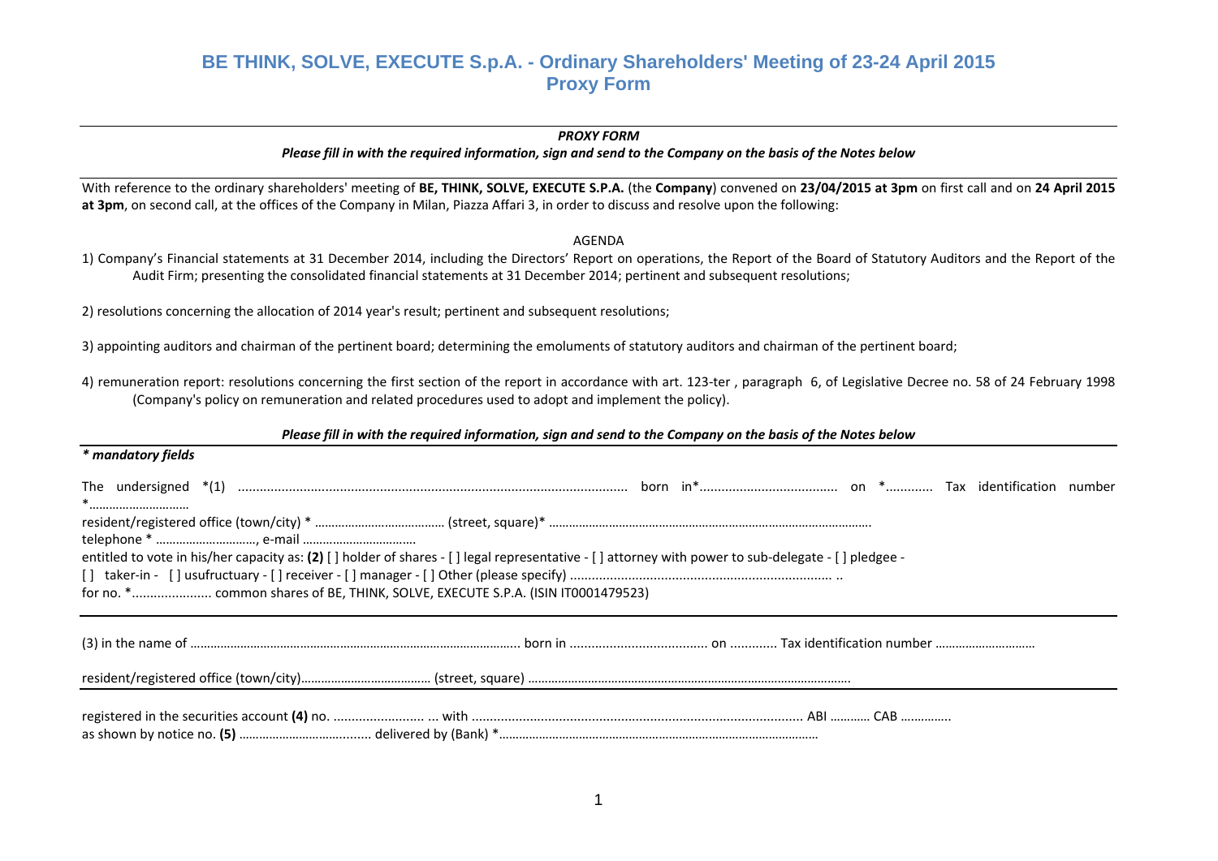# BE THINK, SOLVE, EXECUTE S.p.A. - Ordinary Shareholders' Meeting of 23-24 April 2015
## Proxy Form

---

***PROXY FORM***

***Please fill in with the required information, sign and send to the Company on the basis of the Notes below***

---

With reference to the ordinary shareholders' meeting of **BE, THINK, SOLVE, EXECUTE S.P.A.** (the **Company**) convened on **23/04/2015 at 3pm** on first call and on **24 April 2015 at 3pm**, on second call, at the offices of the Company in Milan, Piazza Affari 3, in order to discuss and resolve upon the following:

AGENDA

1) Company's Financial statements at 31 December 2014, including the Directors' Report on operations, the Report of the Board of Statutory Auditors and the Report of the Audit Firm; presenting the consolidated financial statements at 31 December 2014; pertinent and subsequent resolutions;

2) resolutions concerning the allocation of 2014 year's result; pertinent and subsequent resolutions;

3) appointing auditors and chairman of the pertinent board; determining the emoluments of statutory auditors and chairman of the pertinent board;

4) remuneration report: resolutions concerning the first section of the report in accordance with art. 123-ter , paragraph 6, of Legislative Decree no. 58 of 24 February 1998 (Company's policy on remuneration and related procedures used to adopt and implement the policy).

***Please fill in with the required information, sign and send to the Company on the basis of the Notes below***

---

***\* mandatory fields***

The undersigned *(1) .......................................................................................................... born in*...................................... on *............ Tax identification number *…………………………

resident/registered office (town/city) * ………………………………… (street, square)* …………………………………………………………………………………….

telephone * …………………………, e-mail ……………………………

entitled to vote in his/her capacity as: **(2)** [ ] holder of shares - [ ] legal representative - [ ] attorney with power to sub-delegate - [ ] pledgee - [ ] taker-in - [ ] usufructuary - [ ] receiver - [ ] manager - [ ] Other (please specify) ........................................................................ ..

for no. *...................... common shares of BE, THINK, SOLVE, EXECUTE S.P.A. (ISIN IT0001479523)

---

(3) in the name of ………………………………………………………………………………….. born in ...................................... on ............ Tax identification number …………………………

resident/registered office (town/city)………………………………… (street, square) …………………………………………………………………………………….

---

registered in the securities account **(4)** no. ......................... ... with ........................................................................................... ABI ………… CAB …………..

as shown by notice no. **(5)** ………………………………...... delivered by (Bank) *…………………………………………………………………………………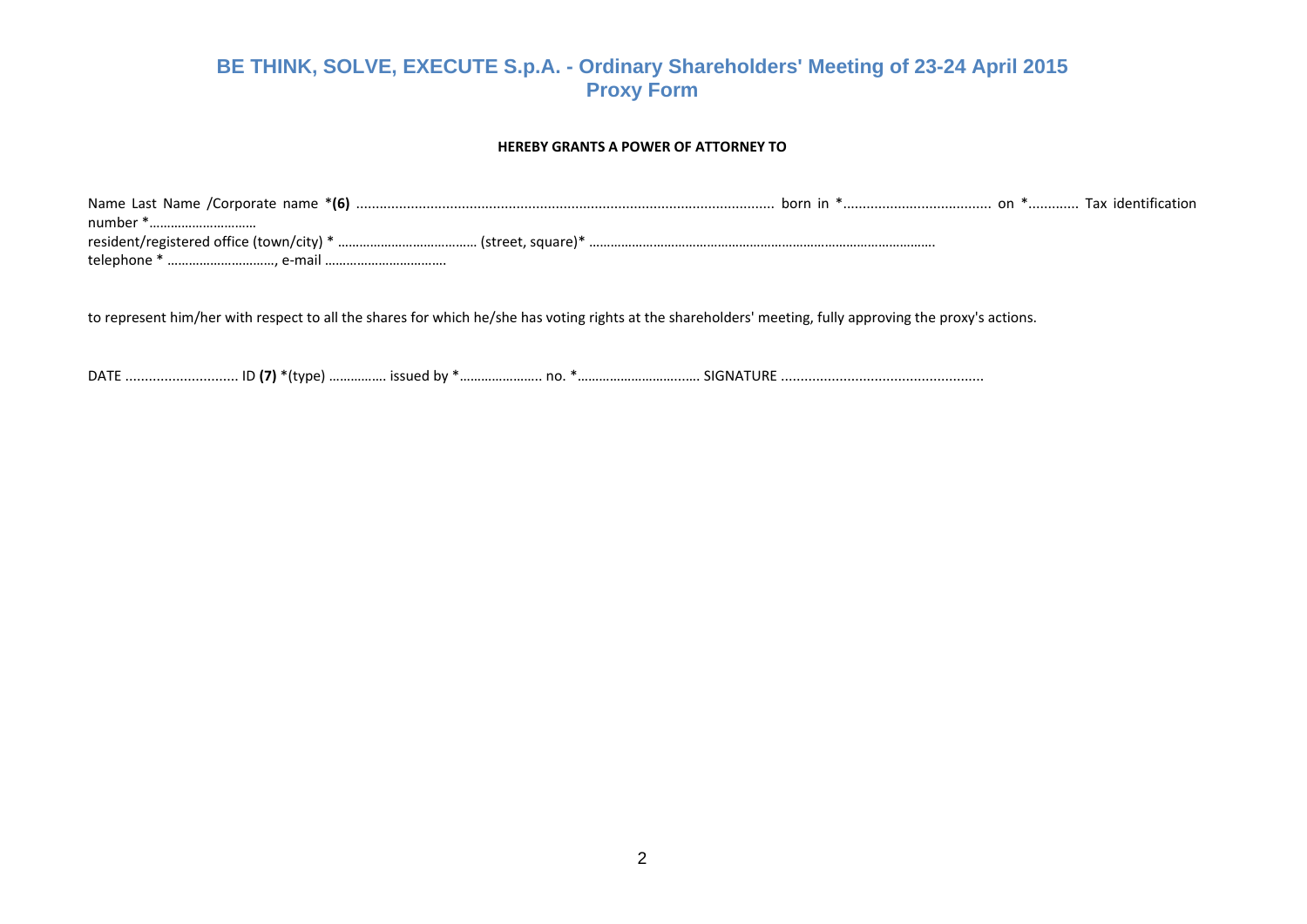# BE THINK, SOLVE, EXECUTE S.p.A. - Ordinary Shareholders' Meeting of 23-24 April 2015
## Proxy Form

**HEREBY GRANTS A POWER OF ATTORNEY TO**

Name Last Name /Corporate name ***(6)** ........................................................................................................... born in *...................................... on *............. Tax identification number *…………………………
resident/registered office (town/city) * ………………………………… (street, square)* …………………………………………………………………………………….
telephone * …………………………, e-mail ……………………………..

to represent him/her with respect to all the shares for which he/she has voting rights at the shareholders' meeting, fully approving the proxy's actions.

DATE ............................ ID **(7)** *(type) ……………. issued by *………………….. no. *……………………......... SIGNATURE ...................................................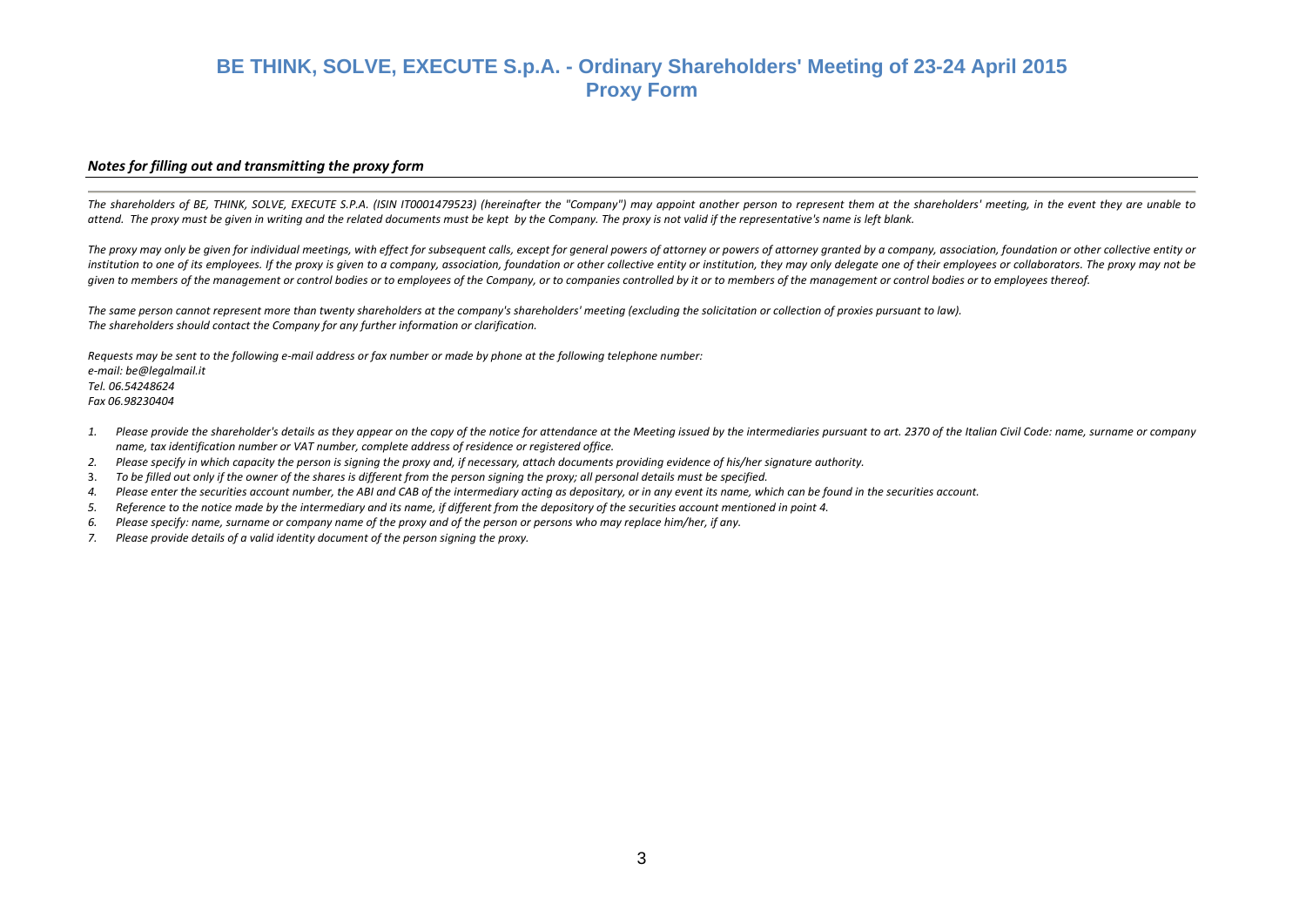# BE THINK, SOLVE, EXECUTE S.p.A. - Ordinary Shareholders' Meeting of 23-24 April 2015
## Proxy Form

### *Notes for filling out and transmitting the proxy form*

*The shareholders of BE, THINK, SOLVE, EXECUTE S.P.A. (ISIN IT0001479523) (hereinafter the "Company") may appoint another person to represent them at the shareholders' meeting, in the event they are unable to attend. The proxy must be given in writing and the related documents must be kept by the Company. The proxy is not valid if the representative's name is left blank.*

*The proxy may only be given for individual meetings, with effect for subsequent calls, except for general powers of attorney or powers of attorney granted by a company, association, foundation or other collective entity or institution to one of its employees. If the proxy is given to a company, association, foundation or other collective entity or institution, they may only delegate one of their employees or collaborators. The proxy may not be given to members of the management or control bodies or to employees of the Company, or to companies controlled by it or to members of the management or control bodies or to employees thereof.*

*The same person cannot represent more than twenty shareholders at the company's shareholders' meeting (excluding the solicitation or collection of proxies pursuant to law).*
*The shareholders should contact the Company for any further information or clarification.*

*Requests may be sent to the following e-mail address or fax number or made by phone at the following telephone number:*
*e-mail: be@legalmail.it*
*Tel. 06.54248624*
*Fax 06.98230404*

1. *Please provide the shareholder's details as they appear on the copy of the notice for attendance at the Meeting issued by the intermediaries pursuant to art. 2370 of the Italian Civil Code: name, surname or company name, tax identification number or VAT number, complete address of residence or registered office.*
2. *Please specify in which capacity the person is signing the proxy and, if necessary, attach documents providing evidence of his/her signature authority.*
3. *To be filled out only if the owner of the shares is different from the person signing the proxy; all personal details must be specified.*
4. *Please enter the securities account number, the ABI and CAB of the intermediary acting as depositary, or in any event its name, which can be found in the securities account.*
5. *Reference to the notice made by the intermediary and its name, if different from the depository of the securities account mentioned in point 4.*
6. *Please specify: name, surname or company name of the proxy and of the person or persons who may replace him/her, if any.*
7. *Please provide details of a valid identity document of the person signing the proxy.*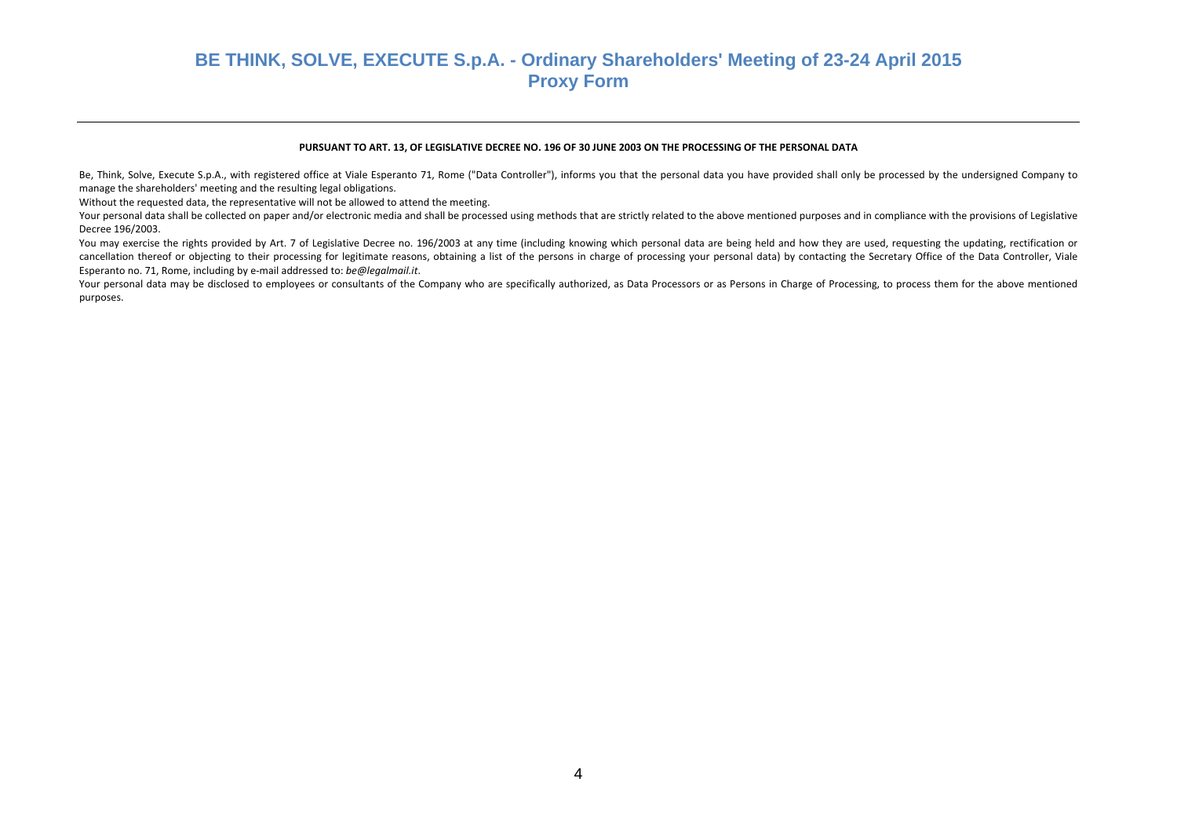# BE THINK, SOLVE, EXECUTE S.p.A. - Ordinary Shareholders' Meeting of 23-24 April 2015
# Proxy Form

**PURSUANT TO ART. 13, OF LEGISLATIVE DECREE NO. 196 OF 30 JUNE 2003 ON THE PROCESSING OF THE PERSONAL DATA**

Be, Think, Solve, Execute S.p.A., with registered office at Viale Esperanto 71, Rome ("Data Controller"), informs you that the personal data you have provided shall only be processed by the undersigned Company to manage the shareholders' meeting and the resulting legal obligations.

Without the requested data, the representative will not be allowed to attend the meeting.

Your personal data shall be collected on paper and/or electronic media and shall be processed using methods that are strictly related to the above mentioned purposes and in compliance with the provisions of Legislative Decree 196/2003.

You may exercise the rights provided by Art. 7 of Legislative Decree no. 196/2003 at any time (including knowing which personal data are being held and how they are used, requesting the updating, rectification or cancellation thereof or objecting to their processing for legitimate reasons, obtaining a list of the persons in charge of processing your personal data) by contacting the Secretary Office of the Data Controller, Viale Esperanto no. 71, Rome, including by e-mail addressed to: *be@legalmail.it*.

Your personal data may be disclosed to employees or consultants of the Company who are specifically authorized, as Data Processors or as Persons in Charge of Processing, to process them for the above mentioned purposes.